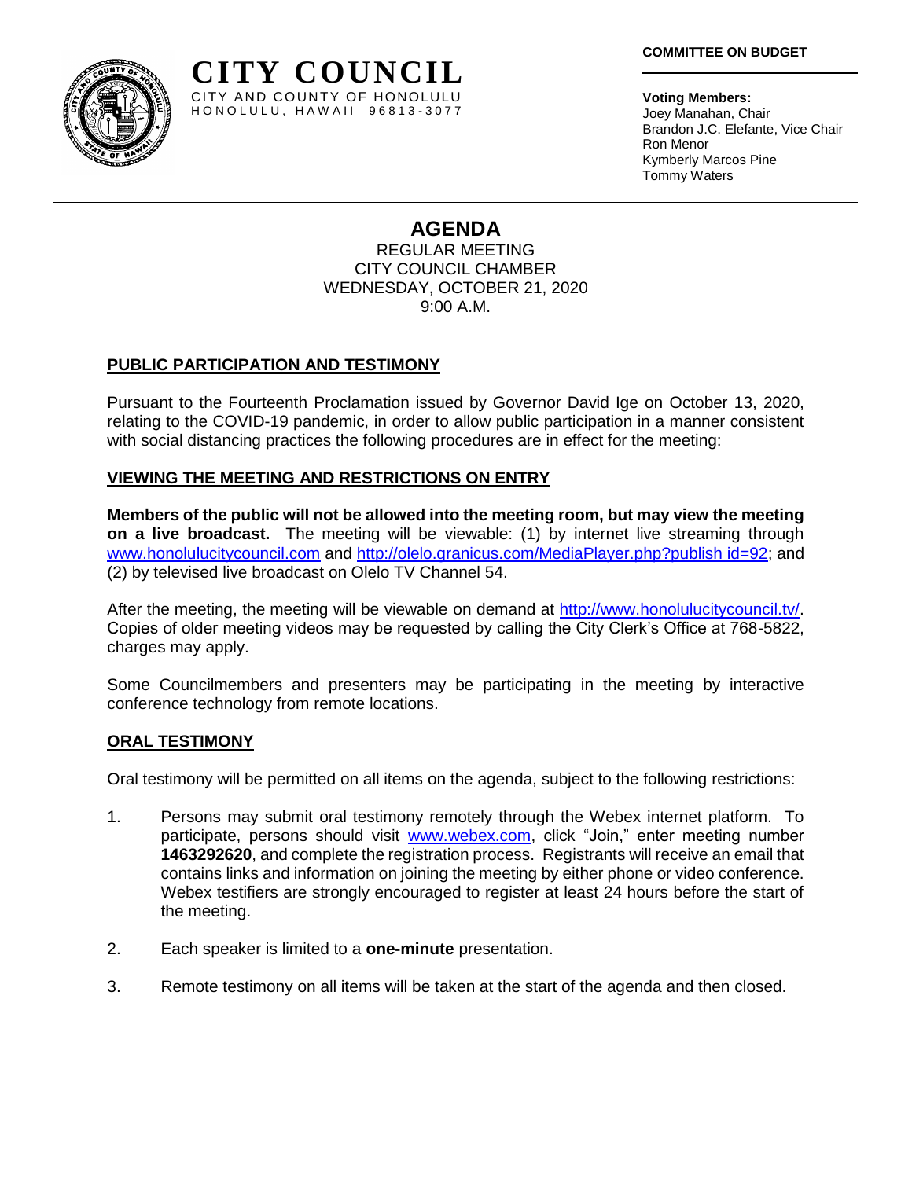# CITY COUNCIL

CITY AND COUNTY OF HONOLULU
HONOLULU, HAWAII 96813-3077

**COMMITTEE ON BUDGET**

**Voting Members:**
Joey Manahan, Chair
Brandon J.C. Elefante, Vice Chair
Ron Menor
Kymberly Marcos Pine
Tommy Waters

## AGENDA

REGULAR MEETING
CITY COUNCIL CHAMBER
WEDNESDAY, OCTOBER 21, 2020
9:00 A.M.

### PUBLIC PARTICIPATION AND TESTIMONY

Pursuant to the Fourteenth Proclamation issued by Governor David Ige on October 13, 2020, relating to the COVID-19 pandemic, in order to allow public participation in a manner consistent with social distancing practices the following procedures are in effect for the meeting:

### VIEWING THE MEETING AND RESTRICTIONS ON ENTRY

**Members of the public will not be allowed into the meeting room, but may view the meeting on a live broadcast.** The meeting will be viewable: (1) by internet live streaming through www.honolulucitycouncil.com and http://olelo.granicus.com/MediaPlayer.php?publish id=92; and (2) by televised live broadcast on Olelo TV Channel 54.

After the meeting, the meeting will be viewable on demand at http://www.honolulucitycouncil.tv/. Copies of older meeting videos may be requested by calling the City Clerk's Office at 768-5822, charges may apply.

Some Councilmembers and presenters may be participating in the meeting by interactive conference technology from remote locations.

### ORAL TESTIMONY

Oral testimony will be permitted on all items on the agenda, subject to the following restrictions:

1. Persons may submit oral testimony remotely through the Webex internet platform. To participate, persons should visit www.webex.com, click "Join," enter meeting number **1463292620**, and complete the registration process. Registrants will receive an email that contains links and information on joining the meeting by either phone or video conference. Webex testifiers are strongly encouraged to register at least 24 hours before the start of the meeting.

2. Each speaker is limited to a **one-minute** presentation.

3. Remote testimony on all items will be taken at the start of the agenda and then closed.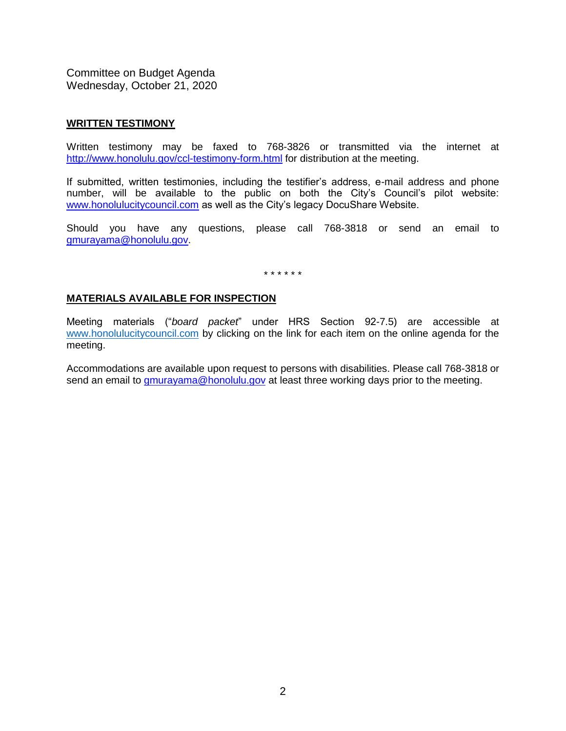Committee on Budget Agenda
Wednesday, October 21, 2020

## WRITTEN TESTIMONY

Written testimony may be faxed to 768-3826 or transmitted via the internet at http://www.honolulu.gov/ccl-testimony-form.html for distribution at the meeting.

If submitted, written testimonies, including the testifier's address, e-mail address and phone number, will be available to the public on both the City's Council's pilot website: www.honolulucitycouncil.com as well as the City's legacy DocuShare Website.

Should you have any questions, please call 768-3818 or send an email to gmurayama@honolulu.gov.

\* \* \* \* \* \*

## MATERIALS AVAILABLE FOR INSPECTION

Meeting materials ("*board packet*" under HRS Section 92-7.5) are accessible at www.honolulucitycouncil.com by clicking on the link for each item on the online agenda for the meeting.

Accommodations are available upon request to persons with disabilities. Please call 768-3818 or send an email to gmurayama@honolulu.gov at least three working days prior to the meeting.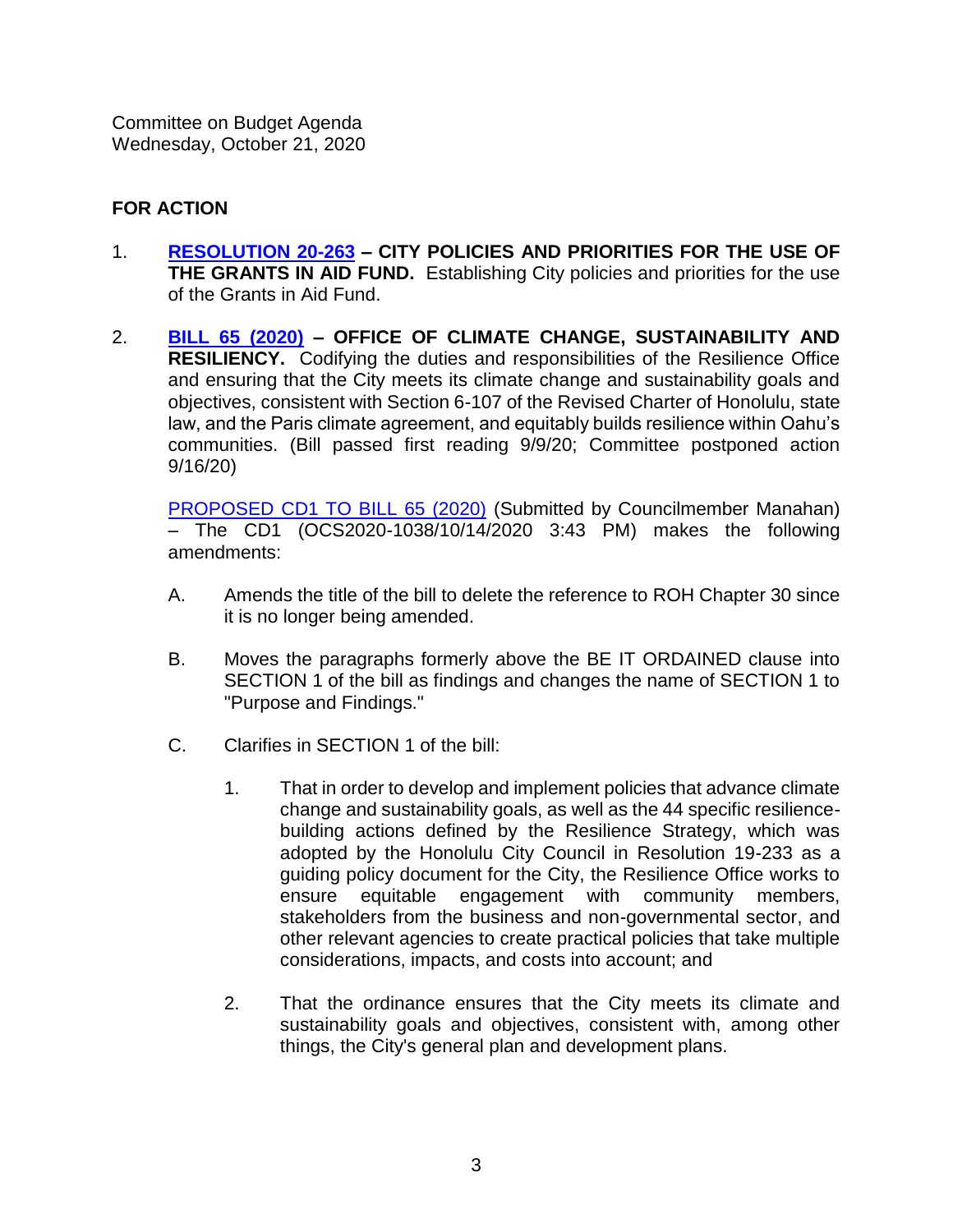Committee on Budget Agenda
Wednesday, October 21, 2020

**FOR ACTION**

1. **RESOLUTION 20-263 – CITY POLICIES AND PRIORITIES FOR THE USE OF THE GRANTS IN AID FUND.** Establishing City policies and priorities for the use of the Grants in Aid Fund.

2. **BILL 65 (2020) – OFFICE OF CLIMATE CHANGE, SUSTAINABILITY AND RESILIENCY.** Codifying the duties and responsibilities of the Resilience Office and ensuring that the City meets its climate change and sustainability goals and objectives, consistent with Section 6-107 of the Revised Charter of Honolulu, state law, and the Paris climate agreement, and equitably builds resilience within Oahu's communities. (Bill passed first reading 9/9/20; Committee postponed action 9/16/20)

   PROPOSED CD1 TO BILL 65 (2020) (Submitted by Councilmember Manahan) – The CD1 (OCS2020-1038/10/14/2020 3:43 PM) makes the following amendments:

   A. Amends the title of the bill to delete the reference to ROH Chapter 30 since it is no longer being amended.

   B. Moves the paragraphs formerly above the BE IT ORDAINED clause into SECTION 1 of the bill as findings and changes the name of SECTION 1 to "Purpose and Findings."

   C. Clarifies in SECTION 1 of the bill:

      1. That in order to develop and implement policies that advance climate change and sustainability goals, as well as the 44 specific resilience-building actions defined by the Resilience Strategy, which was adopted by the Honolulu City Council in Resolution 19-233 as a guiding policy document for the City, the Resilience Office works to ensure equitable engagement with community members, stakeholders from the business and non-governmental sector, and other relevant agencies to create practical policies that take multiple considerations, impacts, and costs into account; and

      2. That the ordinance ensures that the City meets its climate and sustainability goals and objectives, consistent with, among other things, the City's general plan and development plans.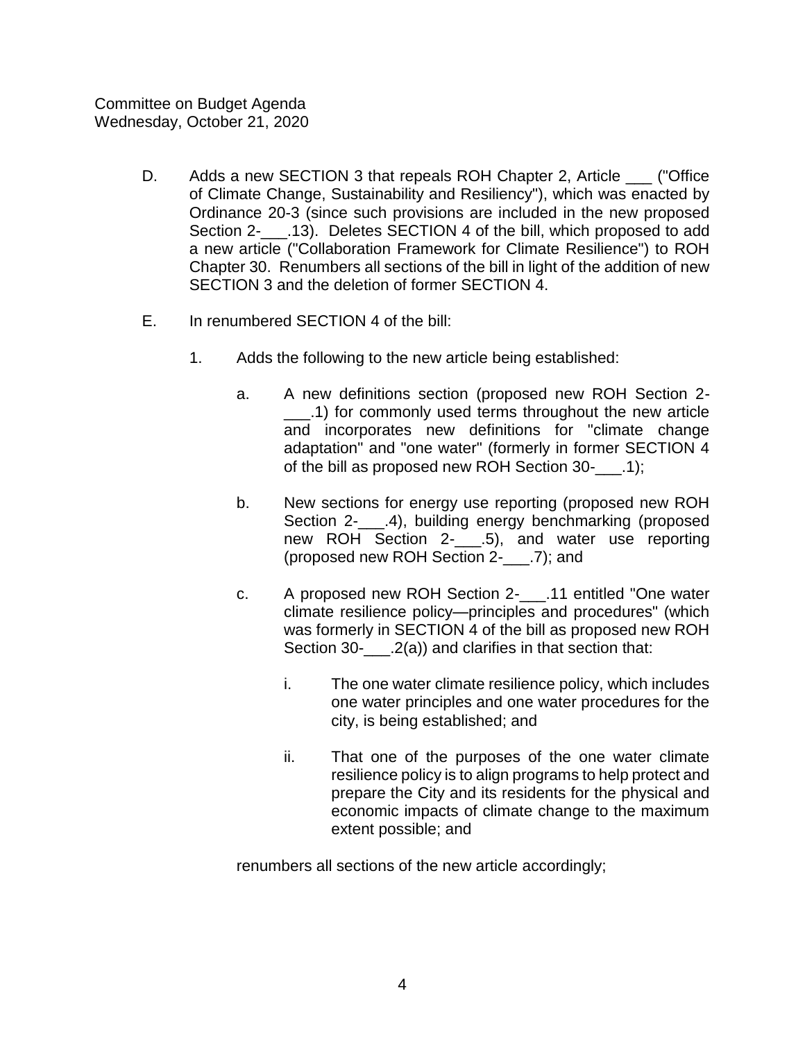D. Adds a new SECTION 3 that repeals ROH Chapter 2, Article ___ ("Office of Climate Change, Sustainability and Resiliency"), which was enacted by Ordinance 20-3 (since such provisions are included in the new proposed Section 2-___.13). Deletes SECTION 4 of the bill, which proposed to add a new article ("Collaboration Framework for Climate Resilience") to ROH Chapter 30. Renumbers all sections of the bill in light of the addition of new SECTION 3 and the deletion of former SECTION 4.

E. In renumbered SECTION 4 of the bill:

1. Adds the following to the new article being established:

   a. A new definitions section (proposed new ROH Section 2-___.1) for commonly used terms throughout the new article and incorporates new definitions for "climate change adaptation" and "one water" (formerly in former SECTION 4 of the bill as proposed new ROH Section 30-___.1);

   b. New sections for energy use reporting (proposed new ROH Section 2-___.4), building energy benchmarking (proposed new ROH Section 2-___.5), and water use reporting (proposed new ROH Section 2-___.7); and

   c. A proposed new ROH Section 2-___.11 entitled "One water climate resilience policy—principles and procedures" (which was formerly in SECTION 4 of the bill as proposed new ROH Section 30-___.2(a)) and clarifies in that section that:

      i. The one water climate resilience policy, which includes one water principles and one water procedures for the city, is being established; and

      ii. That one of the purposes of the one water climate resilience policy is to align programs to help protect and prepare the City and its residents for the physical and economic impacts of climate change to the maximum extent possible; and

   renumbers all sections of the new article accordingly;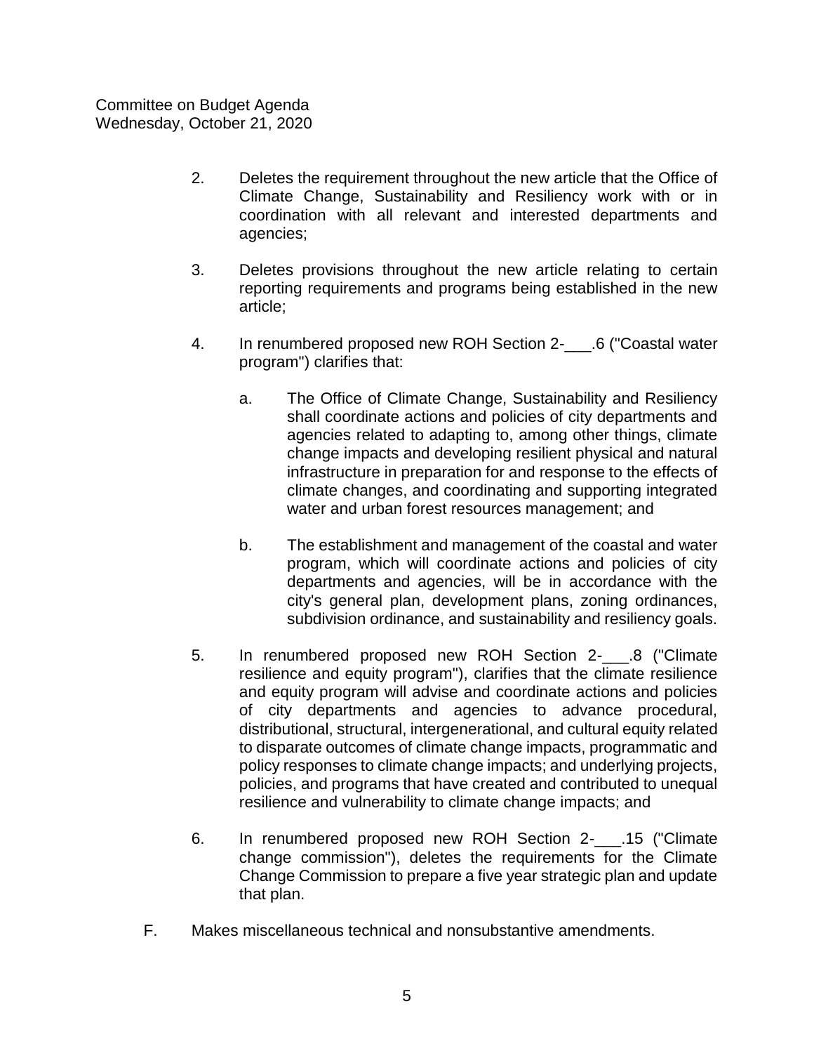2. Deletes the requirement throughout the new article that the Office of Climate Change, Sustainability and Resiliency work with or in coordination with all relevant and interested departments and agencies;

3. Deletes provisions throughout the new article relating to certain reporting requirements and programs being established in the new article;

4. In renumbered proposed new ROH Section 2-___.6 ("Coastal water program") clarifies that:

   a. The Office of Climate Change, Sustainability and Resiliency shall coordinate actions and policies of city departments and agencies related to adapting to, among other things, climate change impacts and developing resilient physical and natural infrastructure in preparation for and response to the effects of climate changes, and coordinating and supporting integrated water and urban forest resources management; and

   b. The establishment and management of the coastal and water program, which will coordinate actions and policies of city departments and agencies, will be in accordance with the city's general plan, development plans, zoning ordinances, subdivision ordinance, and sustainability and resiliency goals.

5. In renumbered proposed new ROH Section 2-___.8 ("Climate resilience and equity program"), clarifies that the climate resilience and equity program will advise and coordinate actions and policies of city departments and agencies to advance procedural, distributional, structural, intergenerational, and cultural equity related to disparate outcomes of climate change impacts, programmatic and policy responses to climate change impacts; and underlying projects, policies, and programs that have created and contributed to unequal resilience and vulnerability to climate change impacts; and

6. In renumbered proposed new ROH Section 2-___.15 ("Climate change commission"), deletes the requirements for the Climate Change Commission to prepare a five year strategic plan and update that plan.

F. Makes miscellaneous technical and nonsubstantive amendments.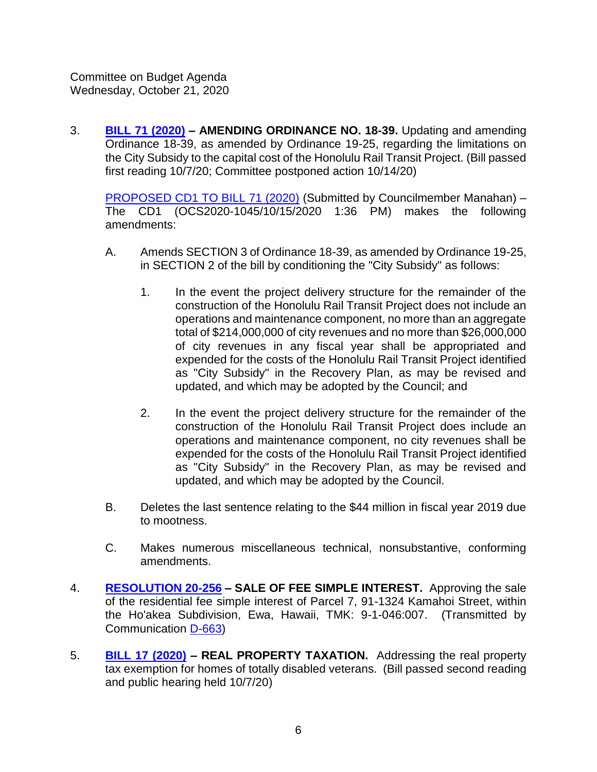Committee on Budget Agenda
Wednesday, October 21, 2020

3. **BILL 71 (2020) – AMENDING ORDINANCE NO. 18-39.** Updating and amending Ordinance 18-39, as amended by Ordinance 19-25, regarding the limitations on the City Subsidy to the capital cost of the Honolulu Rail Transit Project. (Bill passed first reading 10/7/20; Committee postponed action 10/14/20)

   PROPOSED CD1 TO BILL 71 (2020) (Submitted by Councilmember Manahan) – The CD1 (OCS2020-1045/10/15/2020 1:36 PM) makes the following amendments:

   A. Amends SECTION 3 of Ordinance 18-39, as amended by Ordinance 19-25, in SECTION 2 of the bill by conditioning the "City Subsidy" as follows:

      1. In the event the project delivery structure for the remainder of the construction of the Honolulu Rail Transit Project does not include an operations and maintenance component, no more than an aggregate total of $214,000,000 of city revenues and no more than $26,000,000 of city revenues in any fiscal year shall be appropriated and expended for the costs of the Honolulu Rail Transit Project identified as "City Subsidy" in the Recovery Plan, as may be revised and updated, and which may be adopted by the Council; and

      2. In the event the project delivery structure for the remainder of the construction of the Honolulu Rail Transit Project does include an operations and maintenance component, no city revenues shall be expended for the costs of the Honolulu Rail Transit Project identified as "City Subsidy" in the Recovery Plan, as may be revised and updated, and which may be adopted by the Council.

   B. Deletes the last sentence relating to the $44 million in fiscal year 2019 due to mootness.

   C. Makes numerous miscellaneous technical, nonsubstantive, conforming amendments.

4. **RESOLUTION 20-256 – SALE OF FEE SIMPLE INTEREST.** Approving the sale of the residential fee simple interest of Parcel 7, 91-1324 Kamahoi Street, within the Ho'akea Subdivision, Ewa, Hawaii, TMK: 9-1-046:007. (Transmitted by Communication D-663)

5. **BILL 17 (2020) – REAL PROPERTY TAXATION.** Addressing the real property tax exemption for homes of totally disabled veterans. (Bill passed second reading and public hearing held 10/7/20)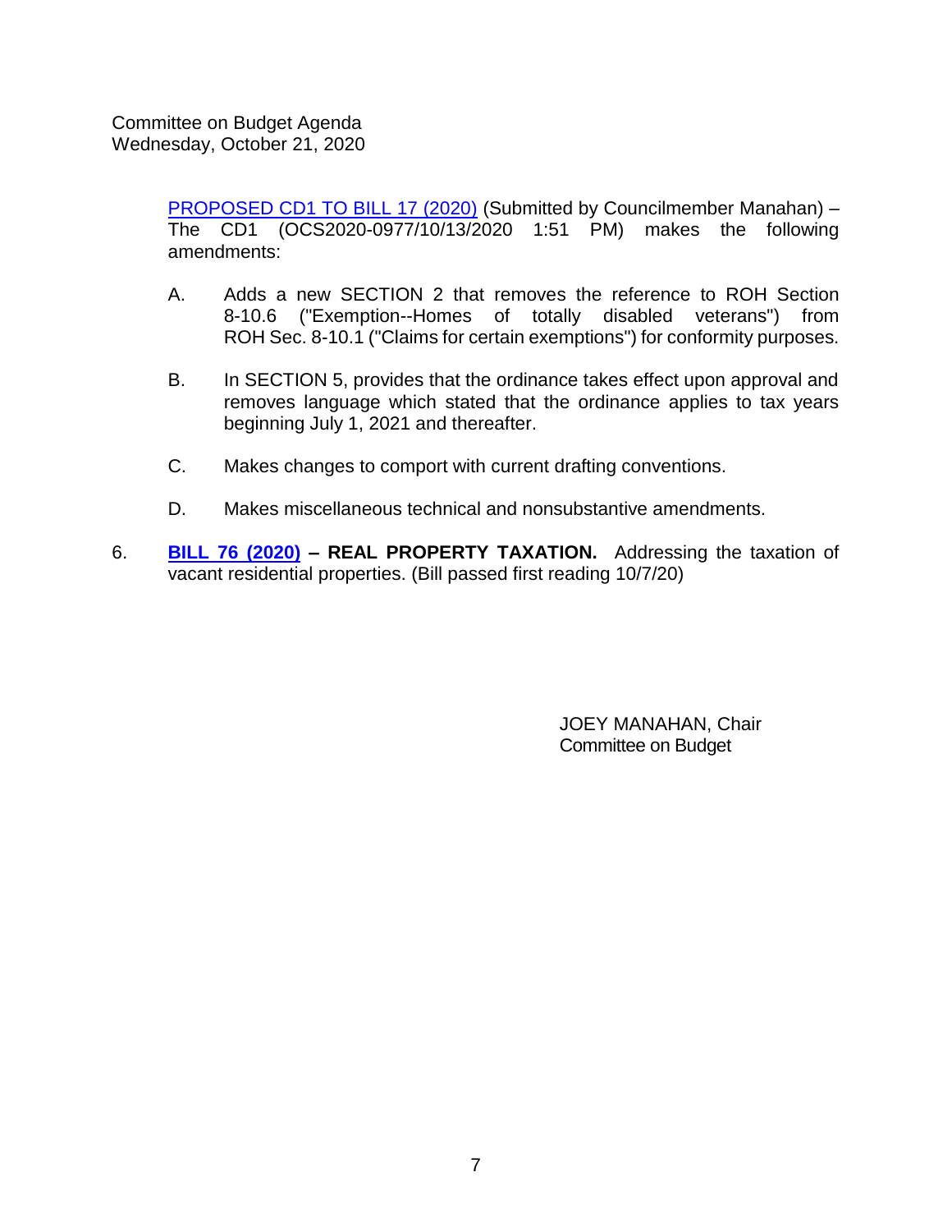PROPOSED CD1 TO BILL 17 (2020) (Submitted by Councilmember Manahan) – The CD1 (OCS2020-0977/10/13/2020 1:51 PM) makes the following amendments:

A. Adds a new SECTION 2 that removes the reference to ROH Section 8-10.6 ("Exemption--Homes of totally disabled veterans") from ROH Sec. 8-10.1 ("Claims for certain exemptions") for conformity purposes.

B. In SECTION 5, provides that the ordinance takes effect upon approval and removes language which stated that the ordinance applies to tax years beginning July 1, 2021 and thereafter.

C. Makes changes to comport with current drafting conventions.

D. Makes miscellaneous technical and nonsubstantive amendments.

6. **BILL 76 (2020) – REAL PROPERTY TAXATION.** Addressing the taxation of vacant residential properties. (Bill passed first reading 10/7/20)

JOEY MANAHAN, Chair
Committee on Budget